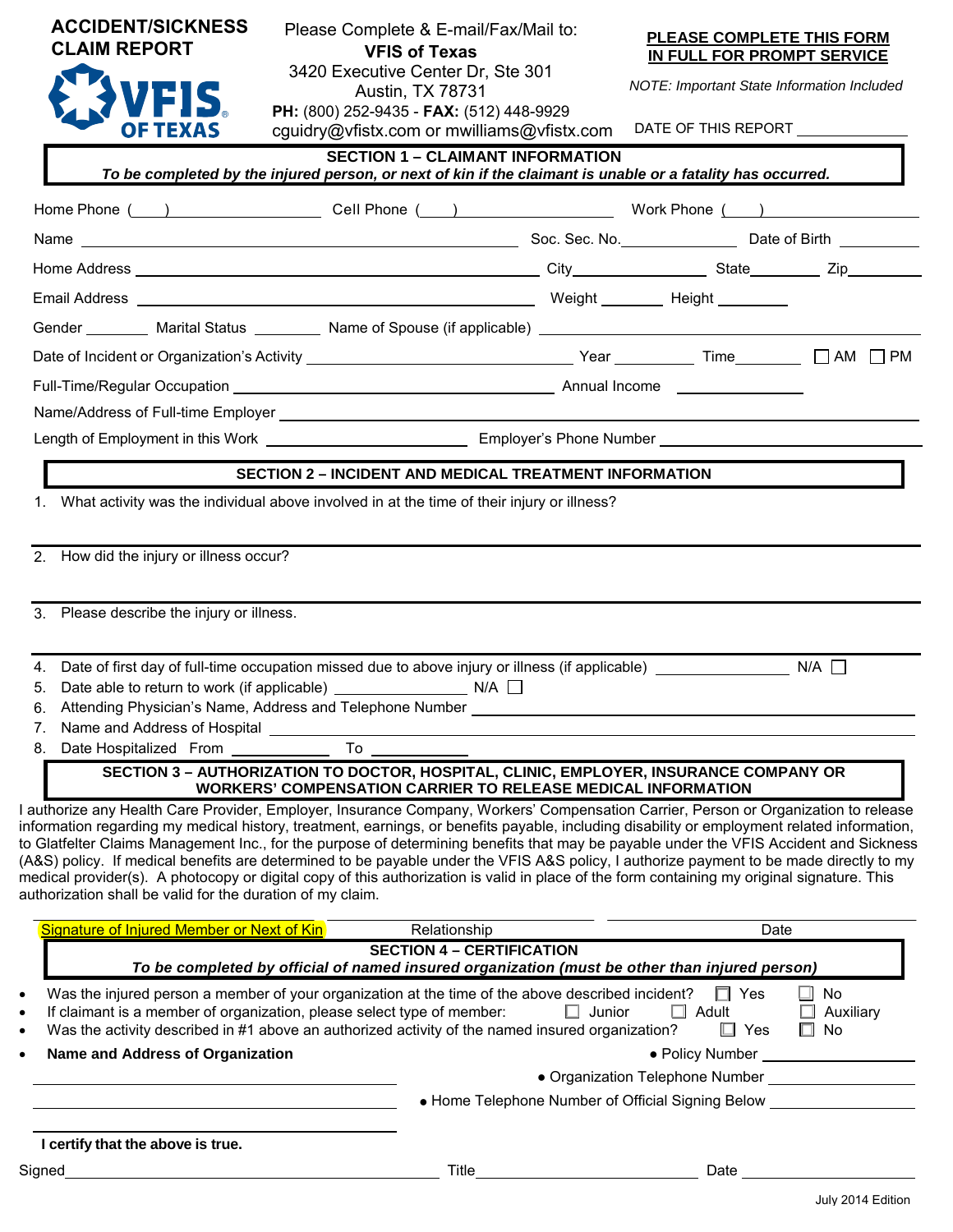# ACCIDENT/SICKNESS CLAIM REPORT

**VFIS OF TEXAS**

Please Complete & E-mail/Fax/Mail to:
**VFIS of Texas**
3420 Executive Center Dr, Ste 301
Austin, TX 78731
**PH:** (800) 252-9435 - **FAX:** (512) 448-9929
cguidry@vfistx.com or mwilliams@vfistx.com

**PLEASE COMPLETE THIS FORM IN FULL FOR PROMPT SERVICE**

*NOTE: Important State Information Included*

DATE OF THIS REPORT ______________

## SECTION 1 – CLAIMANT INFORMATION

***To be completed by the injured person, or next of kin if the claimant is unable or a fatality has occurred.***

Home Phone (   ) ______________ Cell Phone (   ) ______________ Work Phone (   ) ______________

Name ______________________________ Soc. Sec. No. ______________ Date of Birth __________

Home Address ______________________________ City ______________ State ________ Zip ________

Email Address ______________________________ Weight ________ Height ________

Gender ________ Marital Status ________ Name of Spouse (if applicable) ______________________________

Date of Incident or Organization's Activity ______________________ Year ________ Time ________ ☐ AM ☐ PM

Full-Time/Regular Occupation ______________________________ Annual Income ______________

Name/Address of Full-time Employer ______________________________________________________

Length of Employment in this Work ______________________ Employer's Phone Number ______________________

## SECTION 2 – INCIDENT AND MEDICAL TREATMENT INFORMATION

1. What activity was the individual above involved in at the time of their injury or illness?

______________________________________________________________________

2. How did the injury or illness occur?

______________________________________________________________________

3. Please describe the injury or illness.

______________________________________________________________________

4. Date of first day of full-time occupation missed due to above injury or illness (if applicable) ______________ N/A ☐
5. Date able to return to work (if applicable) ______________ N/A ☐
6. Attending Physician's Name, Address and Telephone Number ______________________________
7. Name and Address of Hospital ______________________________
8. Date Hospitalized From ____________ To ____________

## SECTION 3 – AUTHORIZATION TO DOCTOR, HOSPITAL, CLINIC, EMPLOYER, INSURANCE COMPANY OR WORKERS' COMPENSATION CARRIER TO RELEASE MEDICAL INFORMATION

I authorize any Health Care Provider, Employer, Insurance Company, Workers' Compensation Carrier, Person or Organization to release information regarding my medical history, treatment, earnings, or benefits payable, including disability or employment related information, to Glatfelter Claims Management Inc., for the purpose of determining benefits that may be payable under the VFIS Accident and Sickness (A&S) policy. If medical benefits are determined to be payable under the VFIS A&S policy, I authorize payment to be made directly to my medical provider(s). A photocopy or digital copy of this authorization is valid in place of the form containing my original signature. This authorization shall be valid for the duration of my claim.

______________________________ ______________________________ ______________________________
Signature of Injured Member or Next of Kin — Relationship — Date

## SECTION 4 – CERTIFICATION

***To be completed by official of named insured organization (must be other than injured person)***

- Was the injured person a member of your organization at the time of the above described incident? ☐ Yes ☐ No
- If claimant is a member of organization, please select type of member: ☐ Junior ☐ Adult ☐ Auxiliary
- Was the activity described in #1 above an authorized activity of the named insured organization? ☐ Yes ☐ No
- **Name and Address of Organization**

______________________________ • Policy Number ______________________

______________________________ • Organization Telephone Number ______________________

______________________________ • Home Telephone Number of Official Signing Below ______________________

**I certify that the above is true.**

Signed ______________________________ Title ______________________ Date ______________

July 2014 Edition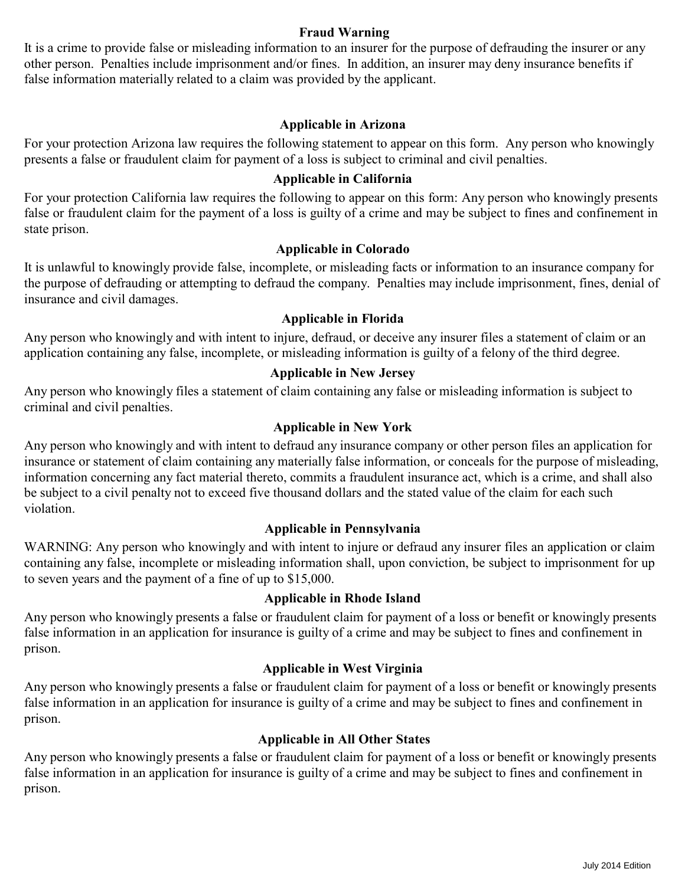## Fraud Warning

It is a crime to provide false or misleading information to an insurer for the purpose of defrauding the insurer or any other person. Penalties include imprisonment and/or fines. In addition, an insurer may deny insurance benefits if false information materially related to a claim was provided by the applicant.

### Applicable in Arizona

For your protection Arizona law requires the following statement to appear on this form. Any person who knowingly presents a false or fraudulent claim for payment of a loss is subject to criminal and civil penalties.

### Applicable in California

For your protection California law requires the following to appear on this form: Any person who knowingly presents false or fraudulent claim for the payment of a loss is guilty of a crime and may be subject to fines and confinement in state prison.

### Applicable in Colorado

It is unlawful to knowingly provide false, incomplete, or misleading facts or information to an insurance company for the purpose of defrauding or attempting to defraud the company. Penalties may include imprisonment, fines, denial of insurance and civil damages.

### Applicable in Florida

Any person who knowingly and with intent to injure, defraud, or deceive any insurer files a statement of claim or an application containing any false, incomplete, or misleading information is guilty of a felony of the third degree.

### Applicable in New Jersey

Any person who knowingly files a statement of claim containing any false or misleading information is subject to criminal and civil penalties.

### Applicable in New York

Any person who knowingly and with intent to defraud any insurance company or other person files an application for insurance or statement of claim containing any materially false information, or conceals for the purpose of misleading, information concerning any fact material thereto, commits a fraudulent insurance act, which is a crime, and shall also be subject to a civil penalty not to exceed five thousand dollars and the stated value of the claim for each such violation.

### Applicable in Pennsylvania

WARNING: Any person who knowingly and with intent to injure or defraud any insurer files an application or claim containing any false, incomplete or misleading information shall, upon conviction, be subject to imprisonment for up to seven years and the payment of a fine of up to $15,000.

### Applicable in Rhode Island

Any person who knowingly presents a false or fraudulent claim for payment of a loss or benefit or knowingly presents false information in an application for insurance is guilty of a crime and may be subject to fines and confinement in prison.

### Applicable in West Virginia

Any person who knowingly presents a false or fraudulent claim for payment of a loss or benefit or knowingly presents false information in an application for insurance is guilty of a crime and may be subject to fines and confinement in prison.

### Applicable in All Other States

Any person who knowingly presents a false or fraudulent claim for payment of a loss or benefit or knowingly presents false information in an application for insurance is guilty of a crime and may be subject to fines and confinement in prison.

July 2014 Edition